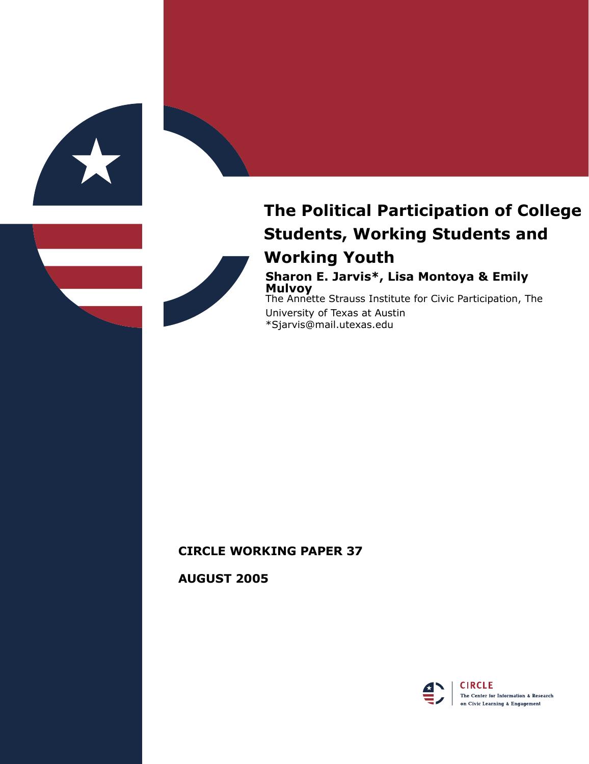# The Political Participation of College Students, Working Students and Working Youth

**Sharon E. Jarvis*, Lisa Montoya & Emily Mulvoy**

The Annette Strauss Institute for Civic Participation, The University of Texas at Austin

*Sjarvis@mail.utexas.edu

**CIRCLE WORKING PAPER 37**

**AUGUST 2005**

CIRCLE
The Center for Information & Research on Civic Learning & Engagement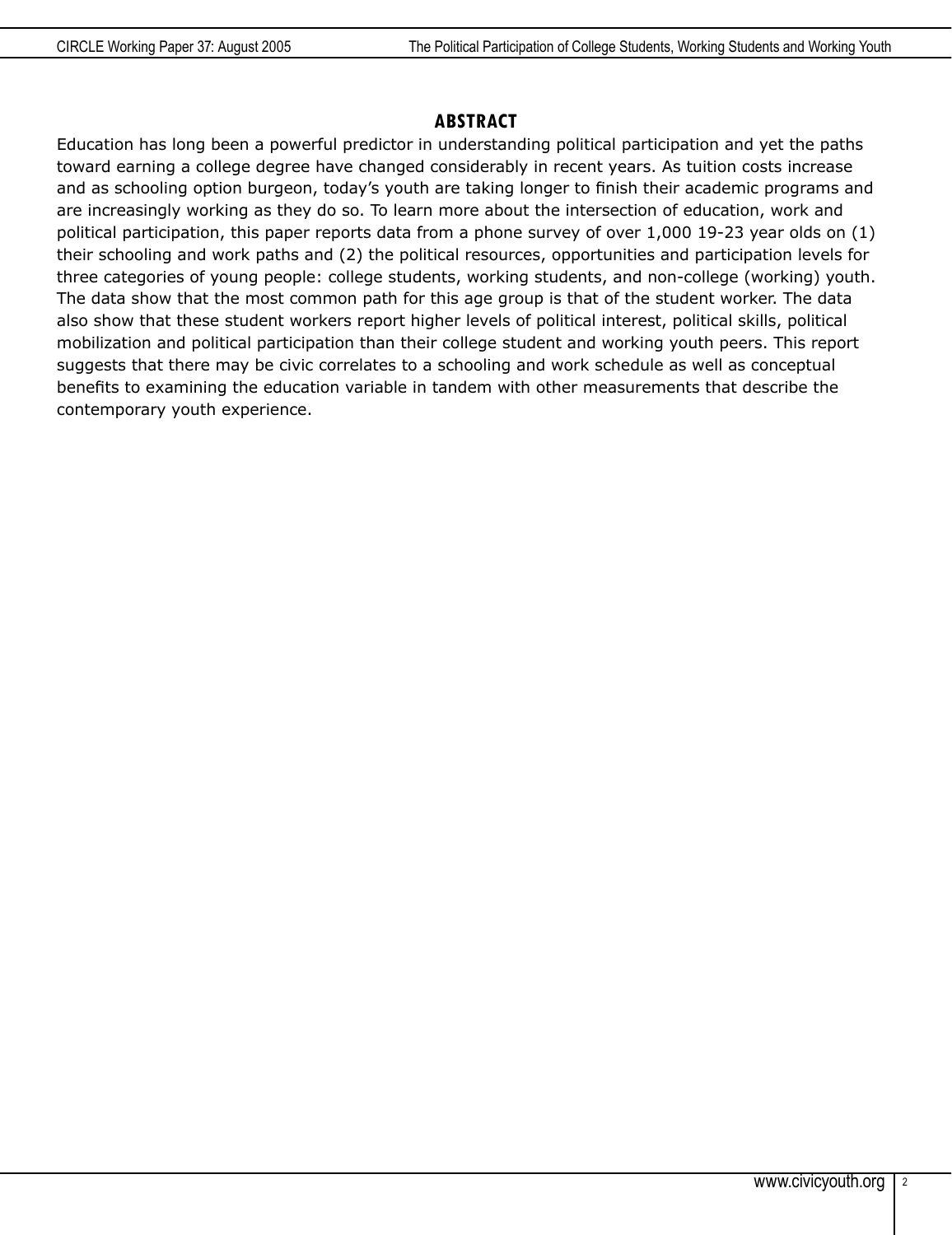## ABSTRACT

Education has long been a powerful predictor in understanding political participation and yet the paths toward earning a college degree have changed considerably in recent years. As tuition costs increase and as schooling option burgeon, today's youth are taking longer to finish their academic programs and are increasingly working as they do so. To learn more about the intersection of education, work and political participation, this paper reports data from a phone survey of over 1,000 19-23 year olds on (1) their schooling and work paths and (2) the political resources, opportunities and participation levels for three categories of young people: college students, working students, and non-college (working) youth. The data show that the most common path for this age group is that of the student worker. The data also show that these student workers report higher levels of political interest, political skills, political mobilization and political participation than their college student and working youth peers. This report suggests that there may be civic correlates to a schooling and work schedule as well as conceptual benefits to examining the education variable in tandem with other measurements that describe the contemporary youth experience.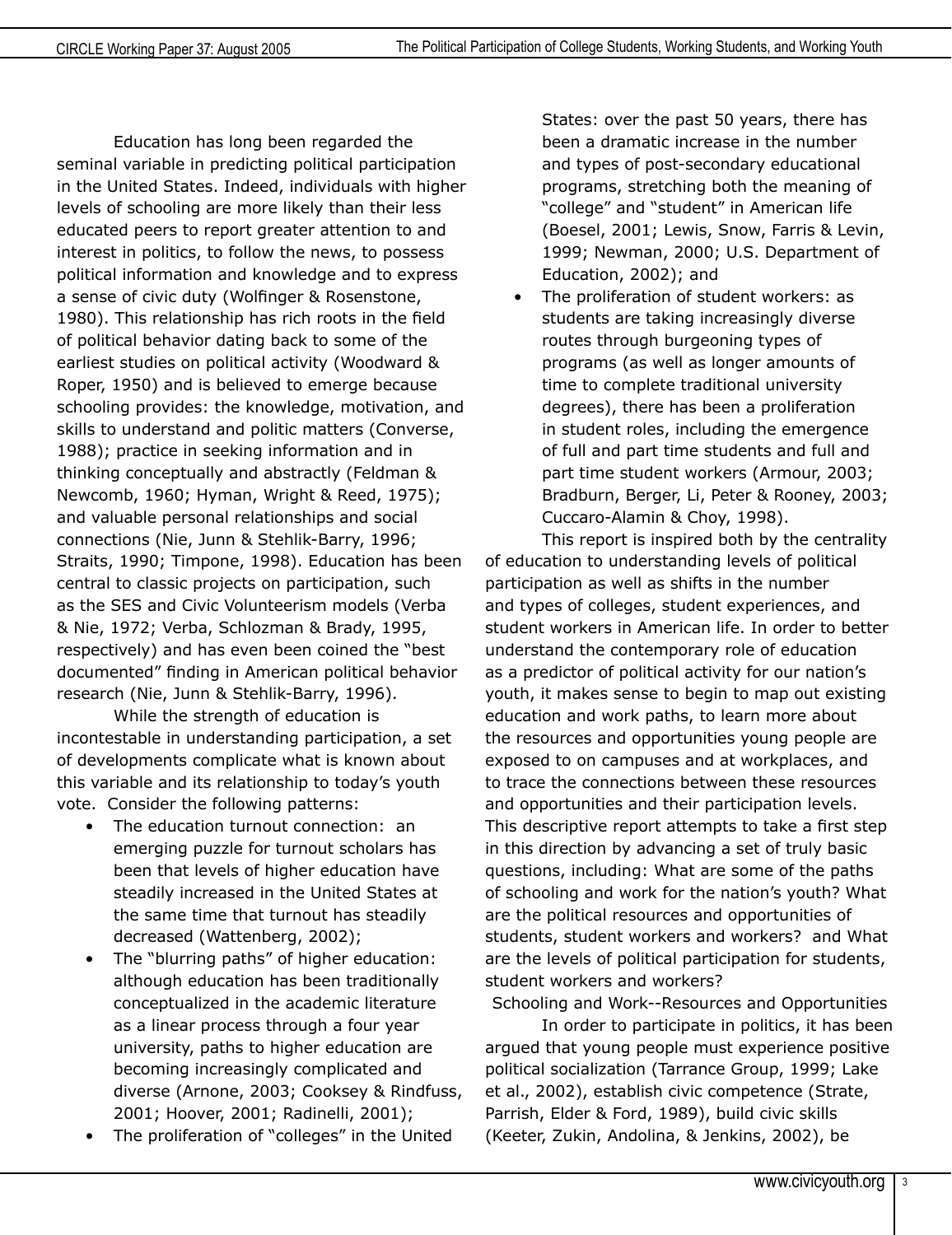Education has long been regarded the seminal variable in predicting political participation in the United States. Indeed, individuals with higher levels of schooling are more likely than their less educated peers to report greater attention to and interest in politics, to follow the news, to possess political information and knowledge and to express a sense of civic duty (Wolfinger & Rosenstone, 1980). This relationship has rich roots in the field of political behavior dating back to some of the earliest studies on political activity (Woodward & Roper, 1950) and is believed to emerge because schooling provides: the knowledge, motivation, and skills to understand and politic matters (Converse, 1988); practice in seeking information and in thinking conceptually and abstractly (Feldman & Newcomb, 1960; Hyman, Wright & Reed, 1975); and valuable personal relationships and social connections (Nie, Junn & Stehlik-Barry, 1996; Straits, 1990; Timpone, 1998). Education has been central to classic projects on participation, such as the SES and Civic Volunteerism models (Verba & Nie, 1972; Verba, Schlozman & Brady, 1995, respectively) and has even been coined the "best documented" finding in American political behavior research (Nie, Junn & Stehlik-Barry, 1996).

While the strength of education is incontestable in understanding participation, a set of developments complicate what is known about this variable and its relationship to today's youth vote. Consider the following patterns:

- The education turnout connection: an emerging puzzle for turnout scholars has been that levels of higher education have steadily increased in the United States at the same time that turnout has steadily decreased (Wattenberg, 2002);
- The "blurring paths" of higher education: although education has been traditionally conceptualized in the academic literature as a linear process through a four year university, paths to higher education are becoming increasingly complicated and diverse (Arnone, 2003; Cooksey & Rindfuss, 2001; Hoover, 2001; Radinelli, 2001);
- The proliferation of "colleges" in the United States: over the past 50 years, there has been a dramatic increase in the number and types of post-secondary educational programs, stretching both the meaning of "college" and "student" in American life (Boesel, 2001; Lewis, Snow, Farris & Levin, 1999; Newman, 2000; U.S. Department of Education, 2002); and
- The proliferation of student workers: as students are taking increasingly diverse routes through burgeoning types of programs (as well as longer amounts of time to complete traditional university degrees), there has been a proliferation in student roles, including the emergence of full and part time students and full and part time student workers (Armour, 2003; Bradburn, Berger, Li, Peter & Rooney, 2003; Cuccaro-Alamin & Choy, 1998).

This report is inspired both by the centrality of education to understanding levels of political participation as well as shifts in the number and types of colleges, student experiences, and student workers in American life. In order to better understand the contemporary role of education as a predictor of political activity for our nation's youth, it makes sense to begin to map out existing education and work paths, to learn more about the resources and opportunities young people are exposed to on campuses and at workplaces, and to trace the connections between these resources and opportunities and their participation levels. This descriptive report attempts to take a first step in this direction by advancing a set of truly basic questions, including: What are some of the paths of schooling and work for the nation's youth? What are the political resources and opportunities of students, student workers and workers? and What are the levels of political participation for students, student workers and workers?

## Schooling and Work--Resources and Opportunities

In order to participate in politics, it has been argued that young people must experience positive political socialization (Tarrance Group, 1999; Lake et al., 2002), establish civic competence (Strate, Parrish, Elder & Ford, 1989), build civic skills (Keeter, Zukin, Andolina, & Jenkins, 2002), be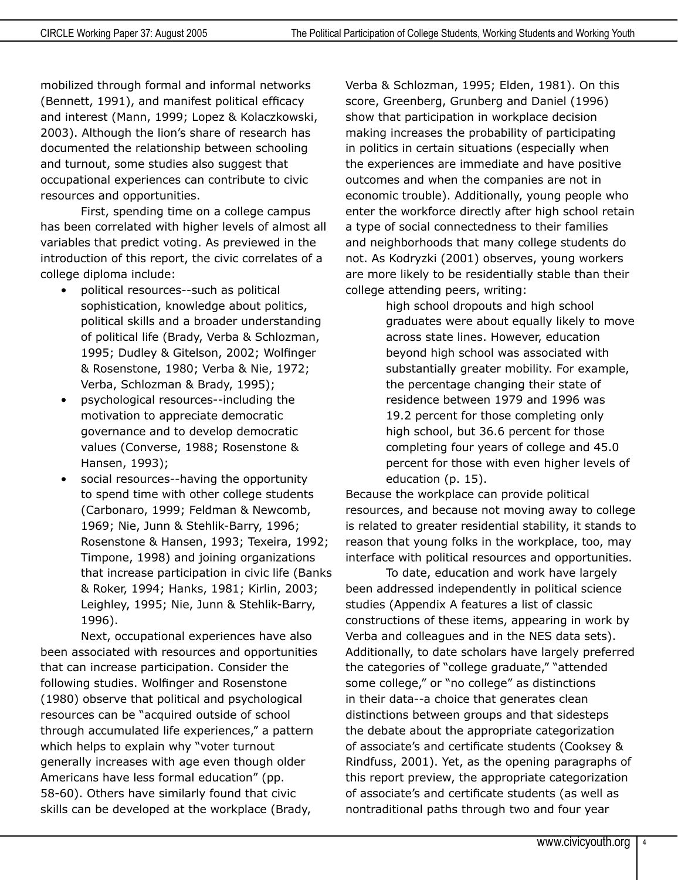mobilized through formal and informal networks (Bennett, 1991), and manifest political efficacy and interest (Mann, 1999; Lopez & Kolaczkowski, 2003). Although the lion's share of research has documented the relationship between schooling and turnout, some studies also suggest that occupational experiences can contribute to civic resources and opportunities.

First, spending time on a college campus has been correlated with higher levels of almost all variables that predict voting. As previewed in the introduction of this report, the civic correlates of a college diploma include:

- political resources--such as political sophistication, knowledge about politics, political skills and a broader understanding of political life (Brady, Verba & Schlozman, 1995; Dudley & Gitelson, 2002; Wolfinger & Rosenstone, 1980; Verba & Nie, 1972; Verba, Schlozman & Brady, 1995);
- psychological resources--including the motivation to appreciate democratic governance and to develop democratic values (Converse, 1988; Rosenstone & Hansen, 1993);
- social resources--having the opportunity to spend time with other college students (Carbonaro, 1999; Feldman & Newcomb, 1969; Nie, Junn & Stehlik-Barry, 1996; Rosenstone & Hansen, 1993; Texeira, 1992; Timpone, 1998) and joining organizations that increase participation in civic life (Banks & Roker, 1994; Hanks, 1981; Kirlin, 2003; Leighley, 1995; Nie, Junn & Stehlik-Barry, 1996).

Next, occupational experiences have also been associated with resources and opportunities that can increase participation. Consider the following studies. Wolfinger and Rosenstone (1980) observe that political and psychological resources can be "acquired outside of school through accumulated life experiences," a pattern which helps to explain why "voter turnout generally increases with age even though older Americans have less formal education" (pp. 58-60). Others have similarly found that civic skills can be developed at the workplace (Brady, Verba & Schlozman, 1995; Elden, 1981). On this score, Greenberg, Grunberg and Daniel (1996) show that participation in workplace decision making increases the probability of participating in politics in certain situations (especially when the experiences are immediate and have positive outcomes and when the companies are not in economic trouble). Additionally, young people who enter the workforce directly after high school retain a type of social connectedness to their families and neighborhoods that many college students do not. As Kodryzki (2001) observes, young workers are more likely to be residentially stable than their college attending peers, writing:

> high school dropouts and high school graduates were about equally likely to move across state lines. However, education beyond high school was associated with substantially greater mobility. For example, the percentage changing their state of residence between 1979 and 1996 was 19.2 percent for those completing only high school, but 36.6 percent for those completing four years of college and 45.0 percent for those with even higher levels of education (p. 15).

Because the workplace can provide political resources, and because not moving away to college is related to greater residential stability, it stands to reason that young folks in the workplace, too, may interface with political resources and opportunities.

To date, education and work have largely been addressed independently in political science studies (Appendix A features a list of classic constructions of these items, appearing in work by Verba and colleagues and in the NES data sets). Additionally, to date scholars have largely preferred the categories of "college graduate," "attended some college," or "no college" as distinctions in their data--a choice that generates clean distinctions between groups and that sidesteps the debate about the appropriate categorization of associate's and certificate students (Cooksey & Rindfuss, 2001). Yet, as the opening paragraphs of this report preview, the appropriate categorization of associate's and certificate students (as well as nontraditional paths through two and four year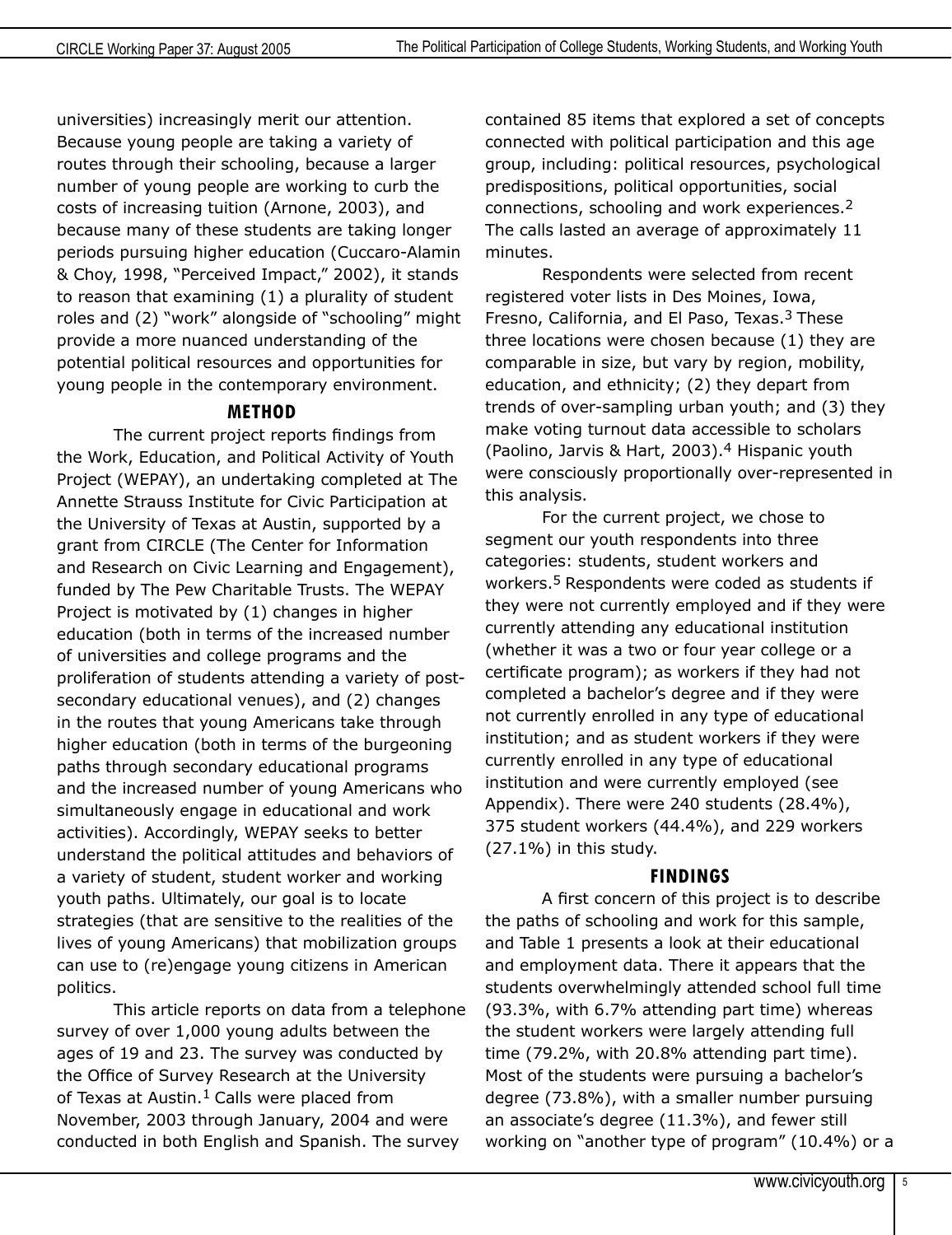universities) increasingly merit our attention. Because young people are taking a variety of routes through their schooling, because a larger number of young people are working to curb the costs of increasing tuition (Arnone, 2003), and because many of these students are taking longer periods pursuing higher education (Cuccaro-Alamin & Choy, 1998, "Perceived Impact," 2002), it stands to reason that examining (1) a plurality of student roles and (2) "work" alongside of "schooling" might provide a more nuanced understanding of the potential political resources and opportunities for young people in the contemporary environment.

## METHOD

The current project reports findings from the Work, Education, and Political Activity of Youth Project (WEPAY), an undertaking completed at The Annette Strauss Institute for Civic Participation at the University of Texas at Austin, supported by a grant from CIRCLE (The Center for Information and Research on Civic Learning and Engagement), funded by The Pew Charitable Trusts. The WEPAY Project is motivated by (1) changes in higher education (both in terms of the increased number of universities and college programs and the proliferation of students attending a variety of post-secondary educational venues), and (2) changes in the routes that young Americans take through higher education (both in terms of the burgeoning paths through secondary educational programs and the increased number of young Americans who simultaneously engage in educational and work activities). Accordingly, WEPAY seeks to better understand the political attitudes and behaviors of a variety of student, student worker and working youth paths. Ultimately, our goal is to locate strategies (that are sensitive to the realities of the lives of young Americans) that mobilization groups can use to (re)engage young citizens in American politics.

This article reports on data from a telephone survey of over 1,000 young adults between the ages of 19 and 23. The survey was conducted by the Office of Survey Research at the University of Texas at Austin.[1] Calls were placed from November, 2003 through January, 2004 and were conducted in both English and Spanish. The survey contained 85 items that explored a set of concepts connected with political participation and this age group, including: political resources, psychological predispositions, political opportunities, social connections, schooling and work experiences.[2] The calls lasted an average of approximately 11 minutes.

Respondents were selected from recent registered voter lists in Des Moines, Iowa, Fresno, California, and El Paso, Texas.[3] These three locations were chosen because (1) they are comparable in size, but vary by region, mobility, education, and ethnicity; (2) they depart from trends of over-sampling urban youth; and (3) they make voting turnout data accessible to scholars (Paolino, Jarvis & Hart, 2003).[4] Hispanic youth were consciously proportionally over-represented in this analysis.

For the current project, we chose to segment our youth respondents into three categories: students, student workers and workers.[5] Respondents were coded as students if they were not currently employed and if they were currently attending any educational institution (whether it was a two or four year college or a certificate program); as workers if they had not completed a bachelor's degree and if they were not currently enrolled in any type of educational institution; and as student workers if they were currently enrolled in any type of educational institution and were currently employed (see Appendix). There were 240 students (28.4%), 375 student workers (44.4%), and 229 workers (27.1%) in this study.

## FINDINGS

A first concern of this project is to describe the paths of schooling and work for this sample, and Table 1 presents a look at their educational and employment data. There it appears that the students overwhelmingly attended school full time (93.3%, with 6.7% attending part time) whereas the student workers were largely attending full time (79.2%, with 20.8% attending part time). Most of the students were pursuing a bachelor's degree (73.8%), with a smaller number pursuing an associate's degree (11.3%), and fewer still working on "another type of program" (10.4%) or a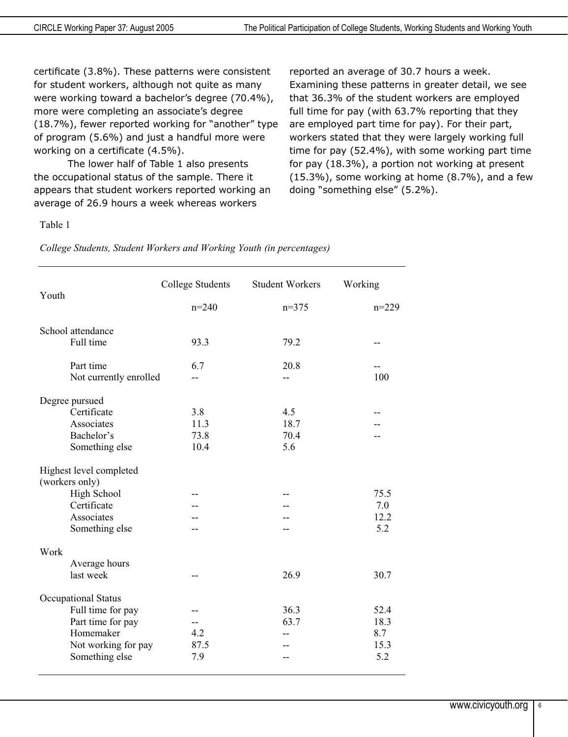certificate (3.8%). These patterns were consistent for student workers, although not quite as many were working toward a bachelor's degree (70.4%), more were completing an associate's degree (18.7%), fewer reported working for "another" type of program (5.6%) and just a handful more were working on a certificate (4.5%).

The lower half of Table 1 also presents the occupational status of the sample. There it appears that student workers reported working an average of 26.9 hours a week whereas workers reported an average of 30.7 hours a week. Examining these patterns in greater detail, we see that 36.3% of the student workers are employed full time for pay (with 63.7% reporting that they are employed part time for pay). For their part, workers stated that they were largely working full time for pay (52.4%), with some working part time for pay (18.3%), a portion not working at present (15.3%), some working at home (8.7%), and a few doing "something else" (5.2%).

Table 1

*College Students, Student Workers and Working Youth (in percentages)*

| Youth | College Students n=240 | Student Workers n=375 | Working n=229 |
|---|---|---|---|
| **School attendance** | | | |
| Full time | 93.3 | 79.2 | -- |
| Part time | 6.7 | 20.8 | -- |
| Not currently enrolled | -- | -- | 100 |
| **Degree pursued** | | | |
| Certificate | 3.8 | 4.5 | -- |
| Associates | 11.3 | 18.7 | -- |
| Bachelor's | 73.8 | 70.4 | -- |
| Something else | 10.4 | 5.6 | |
| **Highest level completed (workers only)** | | | |
| High School | -- | -- | 75.5 |
| Certificate | -- | -- | 7.0 |
| Associates | -- | -- | 12.2 |
| Something else | -- | -- | 5.2 |
| **Work** | | | |
| Average hours last week | -- | 26.9 | 30.7 |
| **Occupational Status** | | | |
| Full time for pay | -- | 36.3 | 52.4 |
| Part time for pay | -- | 63.7 | 18.3 |
| Homemaker | 4.2 | -- | 8.7 |
| Not working for pay | 87.5 | -- | 15.3 |
| Something else | 7.9 | -- | 5.2 |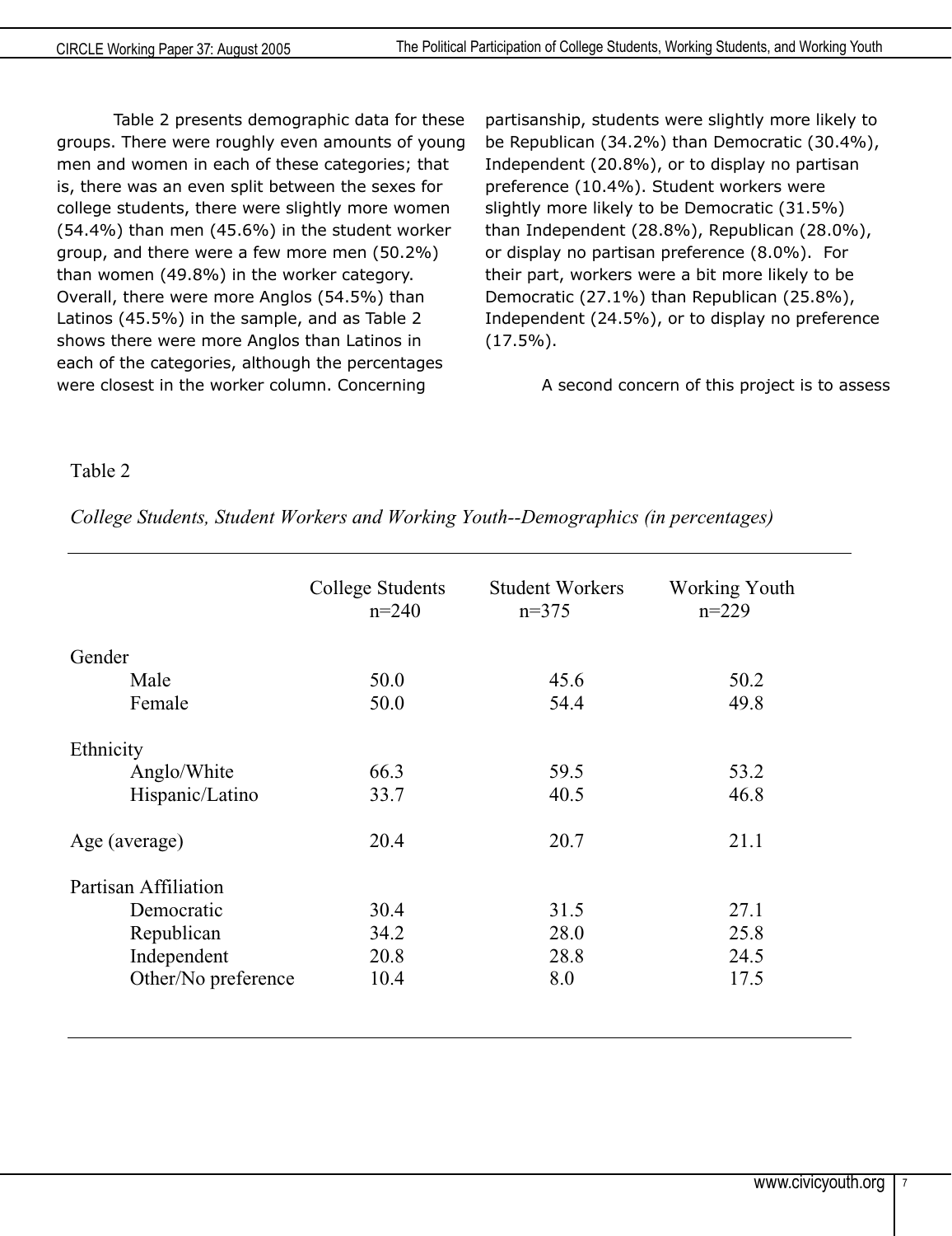Table 2 presents demographic data for these groups. There were roughly even amounts of young men and women in each of these categories; that is, there was an even split between the sexes for college students, there were slightly more women (54.4%) than men (45.6%) in the student worker group, and there were a few more men (50.2%) than women (49.8%) in the worker category. Overall, there were more Anglos (54.5%) than Latinos (45.5%) in the sample, and as Table 2 shows there were more Anglos than Latinos in each of the categories, although the percentages were closest in the worker column. Concerning partisanship, students were slightly more likely to be Republican (34.2%) than Democratic (30.4%), Independent (20.8%), or to display no partisan preference (10.4%). Student workers were slightly more likely to be Democratic (31.5%) than Independent (28.8%), Republican (28.0%), or display no partisan preference (8.0%). For their part, workers were a bit more likely to be Democratic (27.1%) than Republican (25.8%), Independent (24.5%), or to display no preference (17.5%).

A second concern of this project is to assess

Table 2

*College Students, Student Workers and Working Youth--Demographics (in percentages)*

| | College Students n=240 | Student Workers n=375 | Working Youth n=229 |
|---|---|---|---|
| Gender | | | |
| Male | 50.0 | 45.6 | 50.2 |
| Female | 50.0 | 54.4 | 49.8 |
| Ethnicity | | | |
| Anglo/White | 66.3 | 59.5 | 53.2 |
| Hispanic/Latino | 33.7 | 40.5 | 46.8 |
| Age (average) | 20.4 | 20.7 | 21.1 |
| Partisan Affiliation | | | |
| Democratic | 30.4 | 31.5 | 27.1 |
| Republican | 34.2 | 28.0 | 25.8 |
| Independent | 20.8 | 28.8 | 24.5 |
| Other/No preference | 10.4 | 8.0 | 17.5 |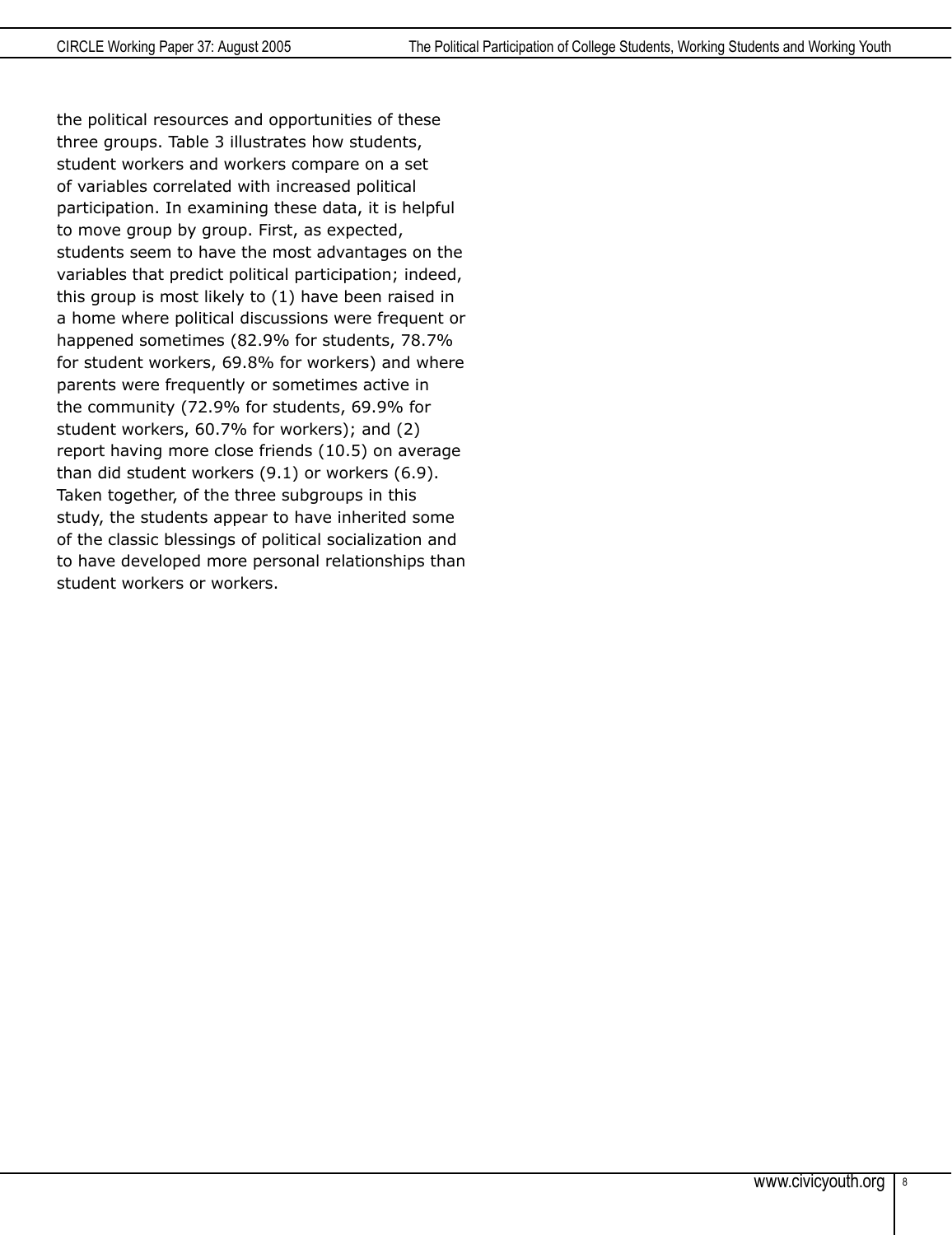the political resources and opportunities of these three groups. Table 3 illustrates how students, student workers and workers compare on a set of variables correlated with increased political participation. In examining these data, it is helpful to move group by group. First, as expected, students seem to have the most advantages on the variables that predict political participation; indeed, this group is most likely to (1) have been raised in a home where political discussions were frequent or happened sometimes (82.9% for students, 78.7% for student workers, 69.8% for workers) and where parents were frequently or sometimes active in the community (72.9% for students, 69.9% for student workers, 60.7% for workers); and (2) report having more close friends (10.5) on average than did student workers (9.1) or workers (6.9). Taken together, of the three subgroups in this study, the students appear to have inherited some of the classic blessings of political socialization and to have developed more personal relationships than student workers or workers.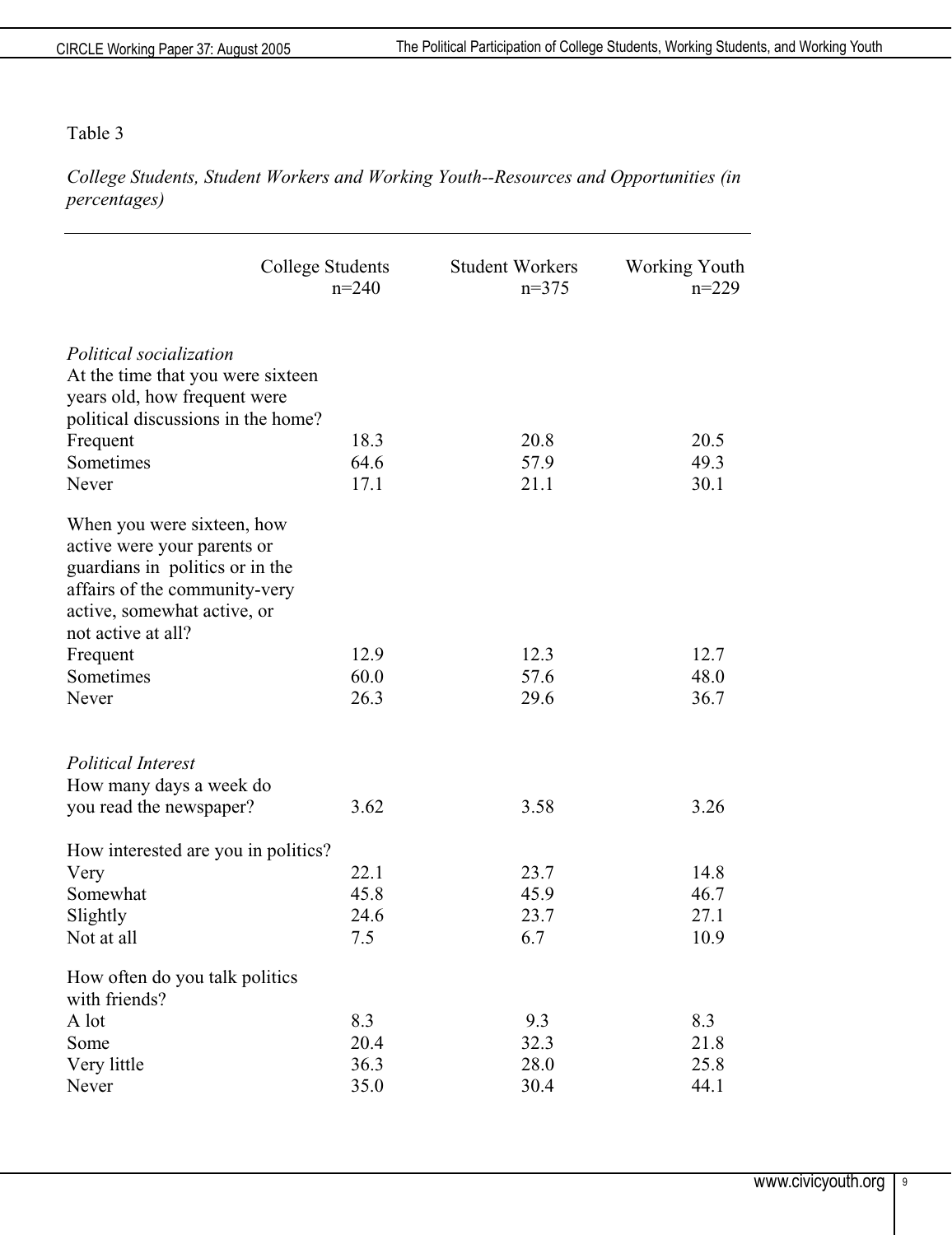Table 3

*College Students, Student Workers and Working Youth--Resources and Opportunities (in percentages)*

| | College Students n=240 | Student Workers n=375 | Working Youth n=229 |
|---|---|---|---|
| *Political socialization* | | | |
| At the time that you were sixteen years old, how frequent were political discussions in the home? | | | |
| Frequent | 18.3 | 20.8 | 20.5 |
| Sometimes | 64.6 | 57.9 | 49.3 |
| Never | 17.1 | 21.1 | 30.1 |
| When you were sixteen, how active were your parents or guardians in politics or in the affairs of the community-very active, somewhat active, or not active at all? | | | |
| Frequent | 12.9 | 12.3 | 12.7 |
| Sometimes | 60.0 | 57.6 | 48.0 |
| Never | 26.3 | 29.6 | 36.7 |
| *Political Interest* | | | |
| How many days a week do you read the newspaper? | 3.62 | 3.58 | 3.26 |
| How interested are you in politics? | | | |
| Very | 22.1 | 23.7 | 14.8 |
| Somewhat | 45.8 | 45.9 | 46.7 |
| Slightly | 24.6 | 23.7 | 27.1 |
| Not at all | 7.5 | 6.7 | 10.9 |
| How often do you talk politics with friends? | | | |
| A lot | 8.3 | 9.3 | 8.3 |
| Some | 20.4 | 32.3 | 21.8 |
| Very little | 36.3 | 28.0 | 25.8 |
| Never | 35.0 | 30.4 | 44.1 |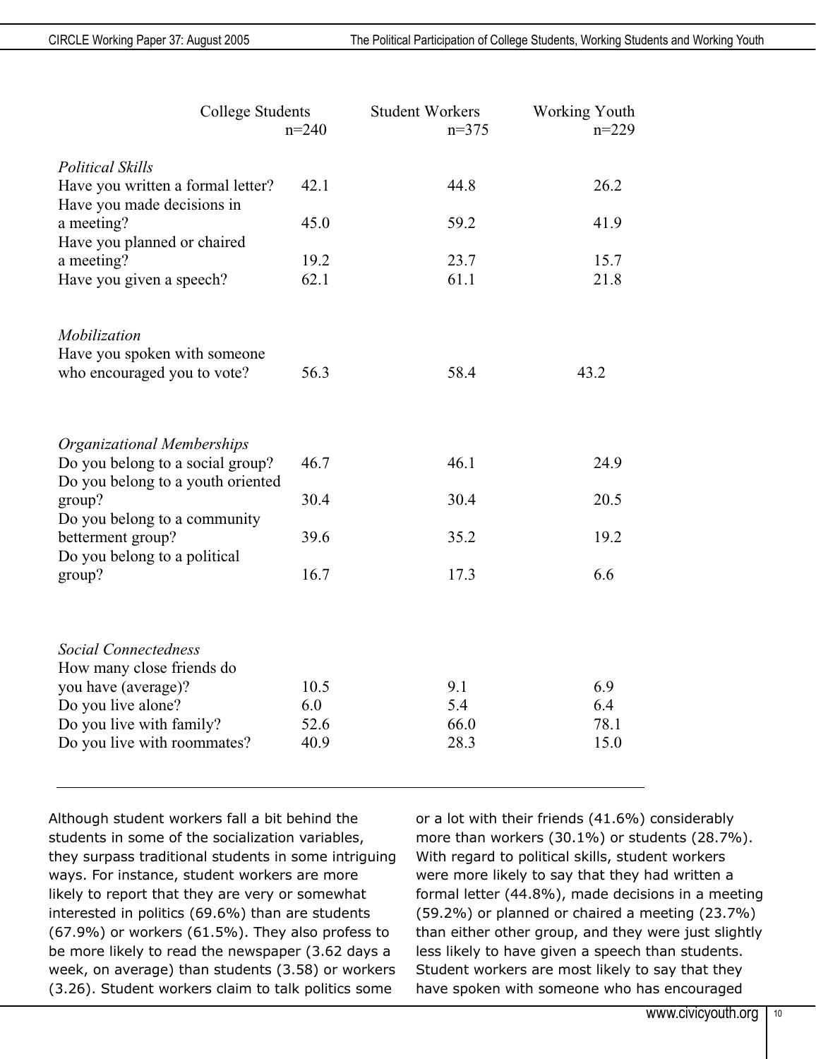| | College Students n=240 | Student Workers n=375 | Working Youth n=229 |
|---|---|---|---|
| *Political Skills* | | | |
| Have you written a formal letter? | 42.1 | 44.8 | 26.2 |
| Have you made decisions in a meeting? | 45.0 | 59.2 | 41.9 |
| Have you planned or chaired a meeting? | 19.2 | 23.7 | 15.7 |
| Have you given a speech? | 62.1 | 61.1 | 21.8 |
| *Mobilization* | | | |
| Have you spoken with someone who encouraged you to vote? | 56.3 | 58.4 | 43.2 |
| *Organizational Memberships* | | | |
| Do you belong to a social group? | 46.7 | 46.1 | 24.9 |
| Do you belong to a youth oriented group? | 30.4 | 30.4 | 20.5 |
| Do you belong to a community betterment group? | 39.6 | 35.2 | 19.2 |
| Do you belong to a political group? | 16.7 | 17.3 | 6.6 |
| *Social Connectedness* | | | |
| How many close friends do you have (average)? | 10.5 | 9.1 | 6.9 |
| Do you live alone? | 6.0 | 5.4 | 6.4 |
| Do you live with family? | 52.6 | 66.0 | 78.1 |
| Do you live with roommates? | 40.9 | 28.3 | 15.0 |

Although student workers fall a bit behind the students in some of the socialization variables, they surpass traditional students in some intriguing ways. For instance, student workers are more likely to report that they are very or somewhat interested in politics (69.6%) than are students (67.9%) or workers (61.5%). They also profess to be more likely to read the newspaper (3.62 days a week, on average) than students (3.58) or workers (3.26). Student workers claim to talk politics some or a lot with their friends (41.6%) considerably more than workers (30.1%) or students (28.7%). With regard to political skills, student workers were more likely to say that they had written a formal letter (44.8%), made decisions in a meeting (59.2%) or planned or chaired a meeting (23.7%) than either other group, and they were just slightly less likely to have given a speech than students. Student workers are most likely to say that they have spoken with someone who has encouraged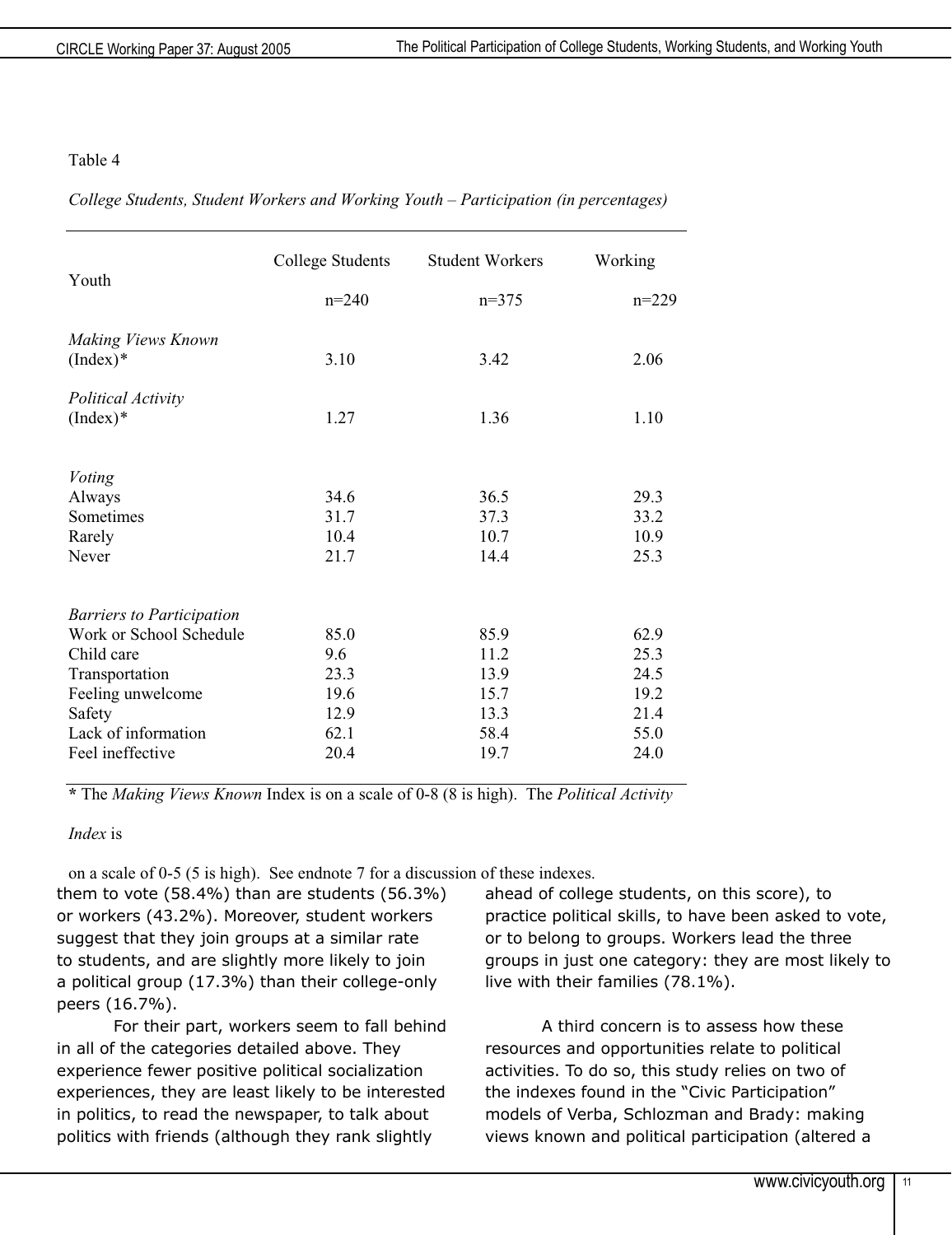Table 4

*College Students, Student Workers and Working Youth – Participation (in percentages)*

| Youth | College Students n=240 | Student Workers n=375 | Working n=229 |
|---|---|---|---|
| *Making Views Known* (Index)* | 3.10 | 3.42 | 2.06 |
| *Political Activity* (Index)* | 1.27 | 1.36 | 1.10 |
| *Voting* | | | |
| Always | 34.6 | 36.5 | 29.3 |
| Sometimes | 31.7 | 37.3 | 33.2 |
| Rarely | 10.4 | 10.7 | 10.9 |
| Never | 21.7 | 14.4 | 25.3 |
| *Barriers to Participation* | | | |
| Work or School Schedule | 85.0 | 85.9 | 62.9 |
| Child care | 9.6 | 11.2 | 25.3 |
| Transportation | 23.3 | 13.9 | 24.5 |
| Feeling unwelcome | 19.6 | 15.7 | 19.2 |
| Safety | 12.9 | 13.3 | 21.4 |
| Lack of information | 62.1 | 58.4 | 55.0 |
| Feel ineffective | 20.4 | 19.7 | 24.0 |

* The *Making Views Known* Index is on a scale of 0-8 (8 is high). The *Political Activity Index* is on a scale of 0-5 (5 is high). See endnote 7 for a discussion of these indexes.

them to vote (58.4%) than are students (56.3%) or workers (43.2%). Moreover, student workers suggest that they join groups at a similar rate to students, and are slightly more likely to join a political group (17.3%) than their college-only peers (16.7%).

For their part, workers seem to fall behind in all of the categories detailed above. They experience fewer positive political socialization experiences, they are least likely to be interested in politics, to read the newspaper, to talk about politics with friends (although they rank slightly ahead of college students, on this score), to practice political skills, to have been asked to vote, or to belong to groups. Workers lead the three groups in just one category: they are most likely to live with their families (78.1%).

A third concern is to assess how these resources and opportunities relate to political activities. To do so, this study relies on two of the indexes found in the "Civic Participation" models of Verba, Schlozman and Brady: making views known and political participation (altered a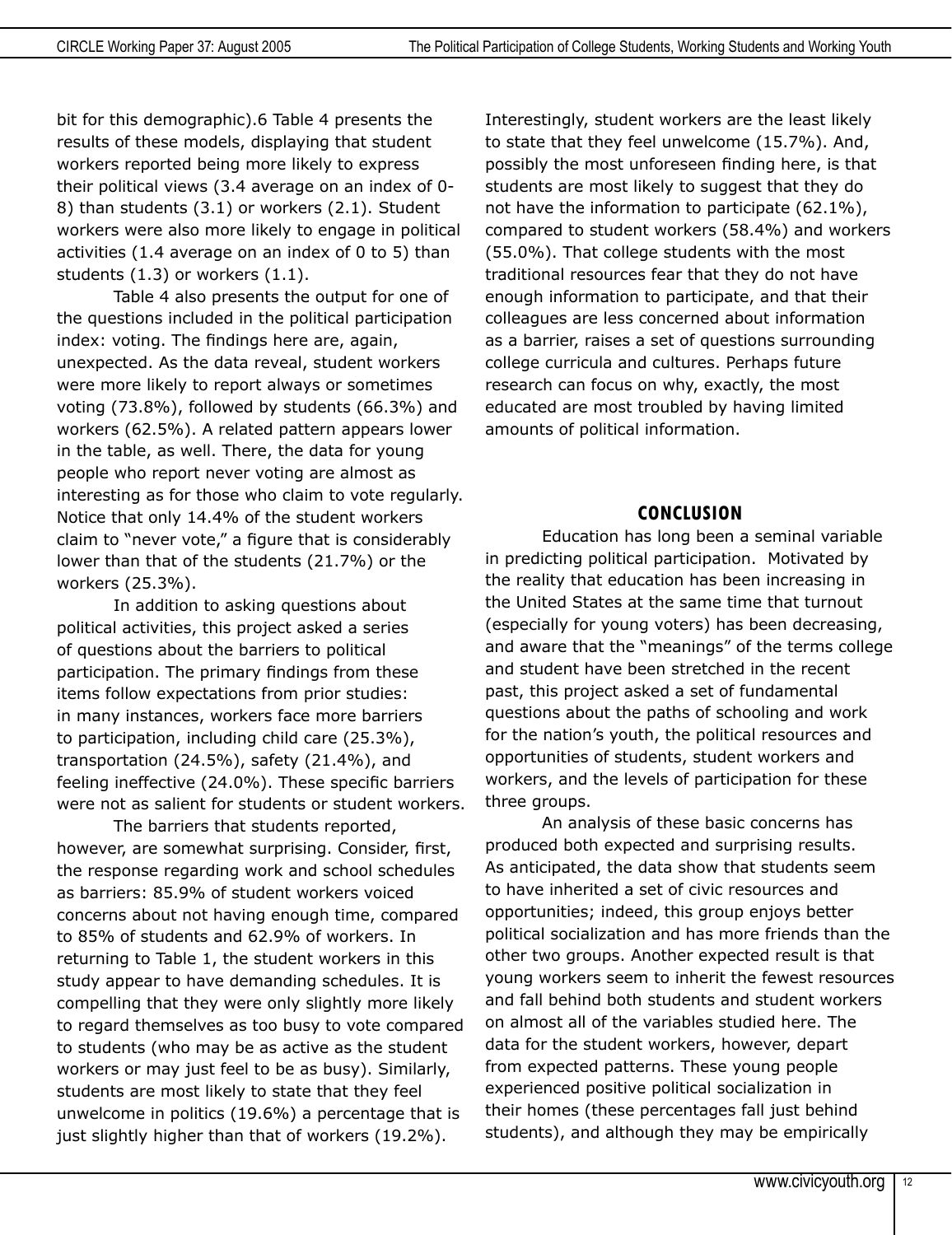bit for this demographic).6 Table 4 presents the results of these models, displaying that student workers reported being more likely to express their political views (3.4 average on an index of 0-8) than students (3.1) or workers (2.1). Student workers were also more likely to engage in political activities (1.4 average on an index of 0 to 5) than students (1.3) or workers (1.1).

Table 4 also presents the output for one of the questions included in the political participation index: voting. The findings here are, again, unexpected. As the data reveal, student workers were more likely to report always or sometimes voting (73.8%), followed by students (66.3%) and workers (62.5%). A related pattern appears lower in the table, as well. There, the data for young people who report never voting are almost as interesting as for those who claim to vote regularly. Notice that only 14.4% of the student workers claim to "never vote," a figure that is considerably lower than that of the students (21.7%) or the workers (25.3%).

In addition to asking questions about political activities, this project asked a series of questions about the barriers to political participation. The primary findings from these items follow expectations from prior studies: in many instances, workers face more barriers to participation, including child care (25.3%), transportation (24.5%), safety (21.4%), and feeling ineffective (24.0%). These specific barriers were not as salient for students or student workers.

The barriers that students reported, however, are somewhat surprising. Consider, first, the response regarding work and school schedules as barriers: 85.9% of student workers voiced concerns about not having enough time, compared to 85% of students and 62.9% of workers. In returning to Table 1, the student workers in this study appear to have demanding schedules. It is compelling that they were only slightly more likely to regard themselves as too busy to vote compared to students (who may be as active as the student workers or may just feel to be as busy). Similarly, students are most likely to state that they feel unwelcome in politics (19.6%) a percentage that is just slightly higher than that of workers (19.2%). Interestingly, student workers are the least likely to state that they feel unwelcome (15.7%). And, possibly the most unforeseen finding here, is that students are most likely to suggest that they do not have the information to participate (62.1%), compared to student workers (58.4%) and workers (55.0%). That college students with the most traditional resources fear that they do not have enough information to participate, and that their colleagues are less concerned about information as a barrier, raises a set of questions surrounding college curricula and cultures. Perhaps future research can focus on why, exactly, the most educated are most troubled by having limited amounts of political information.

## CONCLUSION

Education has long been a seminal variable in predicting political participation. Motivated by the reality that education has been increasing in the United States at the same time that turnout (especially for young voters) has been decreasing, and aware that the "meanings" of the terms college and student have been stretched in the recent past, this project asked a set of fundamental questions about the paths of schooling and work for the nation's youth, the political resources and opportunities of students, student workers and workers, and the levels of participation for these three groups.

An analysis of these basic concerns has produced both expected and surprising results. As anticipated, the data show that students seem to have inherited a set of civic resources and opportunities; indeed, this group enjoys better political socialization and has more friends than the other two groups. Another expected result is that young workers seem to inherit the fewest resources and fall behind both students and student workers on almost all of the variables studied here. The data for the student workers, however, depart from expected patterns. These young people experienced positive political socialization in their homes (these percentages fall just behind students), and although they may be empirically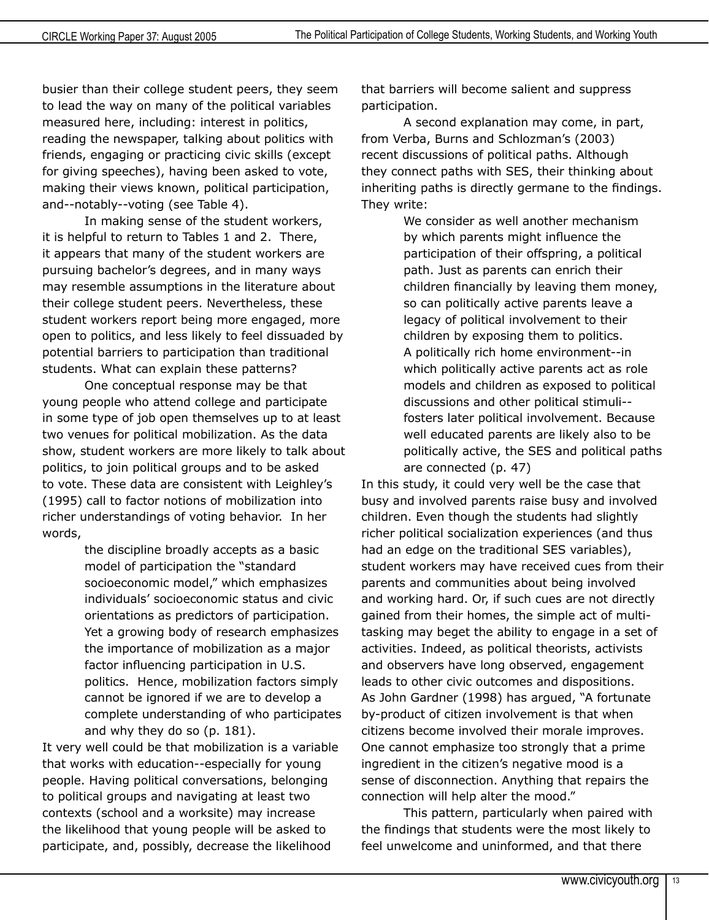busier than their college student peers, they seem to lead the way on many of the political variables measured here, including: interest in politics, reading the newspaper, talking about politics with friends, engaging or practicing civic skills (except for giving speeches), having been asked to vote, making their views known, political participation, and--notably--voting (see Table 4).

In making sense of the student workers, it is helpful to return to Tables 1 and 2. There, it appears that many of the student workers are pursuing bachelor's degrees, and in many ways may resemble assumptions in the literature about their college student peers. Nevertheless, these student workers report being more engaged, more open to politics, and less likely to feel dissuaded by potential barriers to participation than traditional students. What can explain these patterns?

One conceptual response may be that young people who attend college and participate in some type of job open themselves up to at least two venues for political mobilization. As the data show, student workers are more likely to talk about politics, to join political groups and to be asked to vote. These data are consistent with Leighley's (1995) call to factor notions of mobilization into richer understandings of voting behavior. In her words,

> the discipline broadly accepts as a basic model of participation the "standard socioeconomic model," which emphasizes individuals' socioeconomic status and civic orientations as predictors of participation. Yet a growing body of research emphasizes the importance of mobilization as a major factor influencing participation in U.S. politics. Hence, mobilization factors simply cannot be ignored if we are to develop a complete understanding of who participates and why they do so (p. 181).

It very well could be that mobilization is a variable that works with education--especially for young people. Having political conversations, belonging to political groups and navigating at least two contexts (school and a worksite) may increase the likelihood that young people will be asked to participate, and, possibly, decrease the likelihood that barriers will become salient and suppress participation.

A second explanation may come, in part, from Verba, Burns and Schlozman's (2003) recent discussions of political paths. Although they connect paths with SES, their thinking about inheriting paths is directly germane to the findings. They write:

> We consider as well another mechanism by which parents might influence the participation of their offspring, a political path. Just as parents can enrich their children financially by leaving them money, so can politically active parents leave a legacy of political involvement to their children by exposing them to politics. A politically rich home environment--in which politically active parents act as role models and children as exposed to political discussions and other political stimuli--fosters later political involvement. Because well educated parents are likely also to be politically active, the SES and political paths are connected (p. 47)

In this study, it could very well be the case that busy and involved parents raise busy and involved children. Even though the students had slightly richer political socialization experiences (and thus had an edge on the traditional SES variables), student workers may have received cues from their parents and communities about being involved and working hard. Or, if such cues are not directly gained from their homes, the simple act of multi-tasking may beget the ability to engage in a set of activities. Indeed, as political theorists, activists and observers have long observed, engagement leads to other civic outcomes and dispositions. As John Gardner (1998) has argued, "A fortunate by-product of citizen involvement is that when citizens become involved their morale improves. One cannot emphasize too strongly that a prime ingredient in the citizen's negative mood is a sense of disconnection. Anything that repairs the connection will help alter the mood."

This pattern, particularly when paired with the findings that students were the most likely to feel unwelcome and uninformed, and that there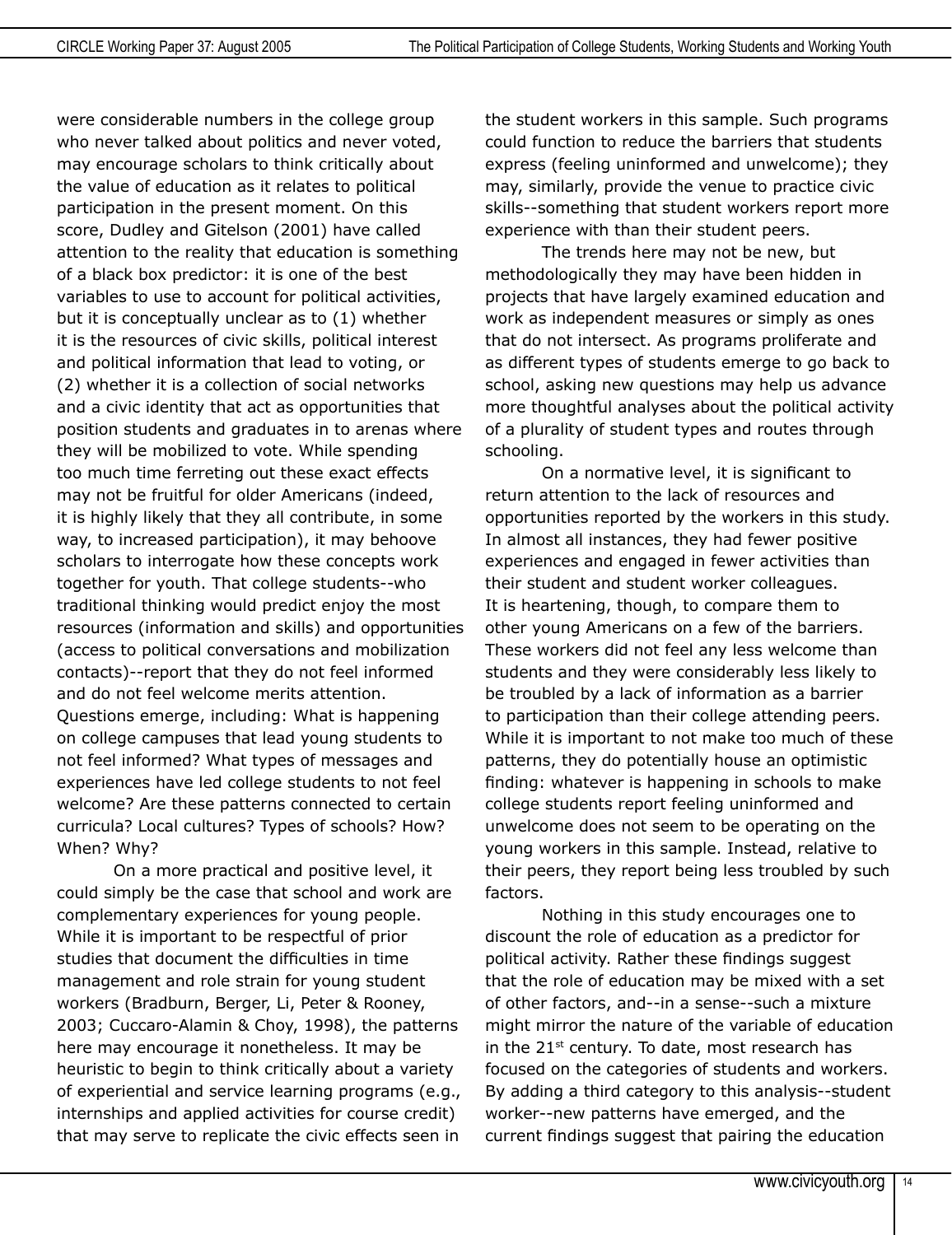were considerable numbers in the college group who never talked about politics and never voted, may encourage scholars to think critically about the value of education as it relates to political participation in the present moment. On this score, Dudley and Gitelson (2001) have called attention to the reality that education is something of a black box predictor: it is one of the best variables to use to account for political activities, but it is conceptually unclear as to (1) whether it is the resources of civic skills, political interest and political information that lead to voting, or (2) whether it is a collection of social networks and a civic identity that act as opportunities that position students and graduates in to arenas where they will be mobilized to vote. While spending too much time ferreting out these exact effects may not be fruitful for older Americans (indeed, it is highly likely that they all contribute, in some way, to increased participation), it may behoove scholars to interrogate how these concepts work together for youth. That college students--who traditional thinking would predict enjoy the most resources (information and skills) and opportunities (access to political conversations and mobilization contacts)--report that they do not feel informed and do not feel welcome merits attention. Questions emerge, including: What is happening on college campuses that lead young students to not feel informed? What types of messages and experiences have led college students to not feel welcome? Are these patterns connected to certain curricula? Local cultures? Types of schools? How? When? Why?

On a more practical and positive level, it could simply be the case that school and work are complementary experiences for young people. While it is important to be respectful of prior studies that document the difficulties in time management and role strain for young student workers (Bradburn, Berger, Li, Peter & Rooney, 2003; Cuccaro-Alamin & Choy, 1998), the patterns here may encourage it nonetheless. It may be heuristic to begin to think critically about a variety of experiential and service learning programs (e.g., internships and applied activities for course credit) that may serve to replicate the civic effects seen in the student workers in this sample. Such programs could function to reduce the barriers that students express (feeling uninformed and unwelcome); they may, similarly, provide the venue to practice civic skills--something that student workers report more experience with than their student peers.

The trends here may not be new, but methodologically they may have been hidden in projects that have largely examined education and work as independent measures or simply as ones that do not intersect. As programs proliferate and as different types of students emerge to go back to school, asking new questions may help us advance more thoughtful analyses about the political activity of a plurality of student types and routes through schooling.

On a normative level, it is significant to return attention to the lack of resources and opportunities reported by the workers in this study. In almost all instances, they had fewer positive experiences and engaged in fewer activities than their student and student worker colleagues. It is heartening, though, to compare them to other young Americans on a few of the barriers. These workers did not feel any less welcome than students and they were considerably less likely to be troubled by a lack of information as a barrier to participation than their college attending peers. While it is important to not make too much of these patterns, they do potentially house an optimistic finding: whatever is happening in schools to make college students report feeling uninformed and unwelcome does not seem to be operating on the young workers in this sample. Instead, relative to their peers, they report being less troubled by such factors.

Nothing in this study encourages one to discount the role of education as a predictor for political activity. Rather these findings suggest that the role of education may be mixed with a set of other factors, and--in a sense--such a mixture might mirror the nature of the variable of education in the 21st century. To date, most research has focused on the categories of students and workers. By adding a third category to this analysis--student worker--new patterns have emerged, and the current findings suggest that pairing the education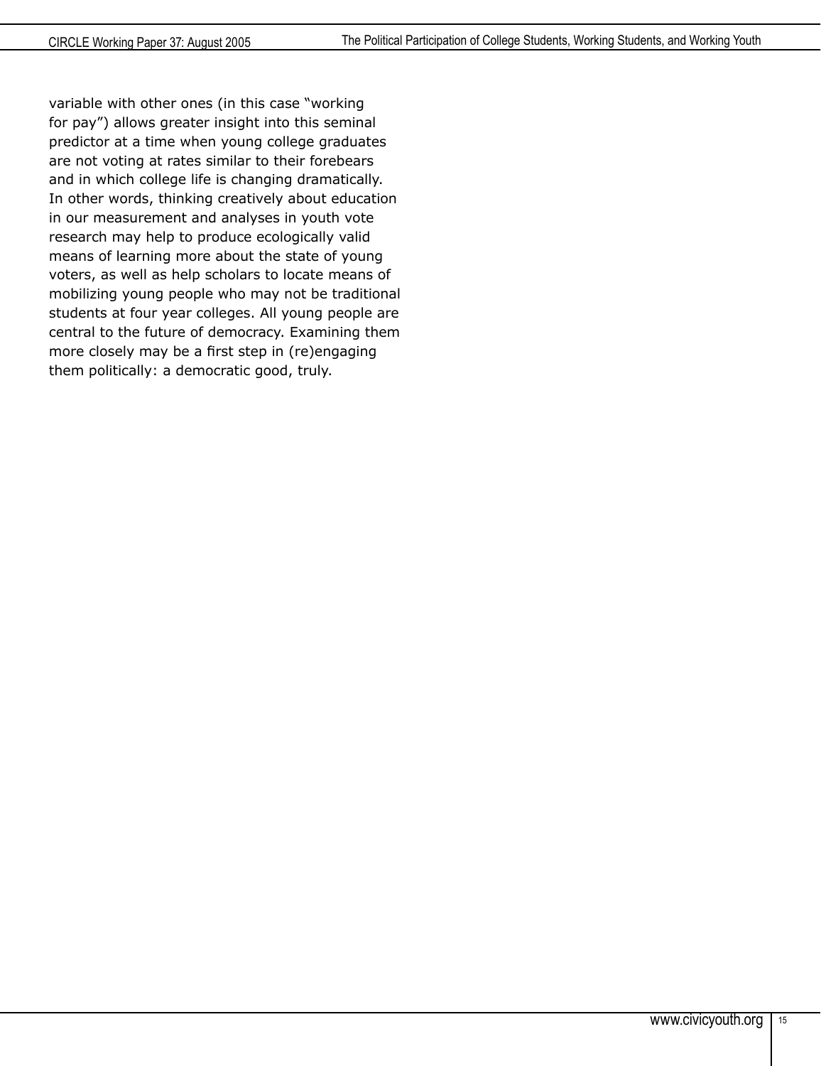variable with other ones (in this case "working for pay") allows greater insight into this seminal predictor at a time when young college graduates are not voting at rates similar to their forebears and in which college life is changing dramatically. In other words, thinking creatively about education in our measurement and analyses in youth vote research may help to produce ecologically valid means of learning more about the state of young voters, as well as help scholars to locate means of mobilizing young people who may not be traditional students at four year colleges. All young people are central to the future of democracy. Examining them more closely may be a first step in (re)engaging them politically: a democratic good, truly.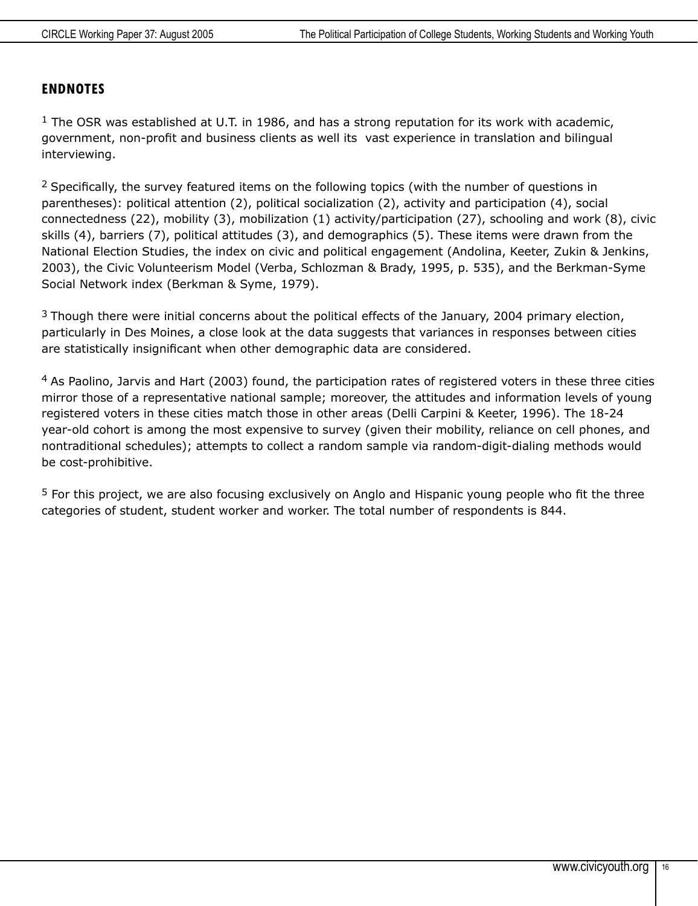## ENDNOTES

[1] The OSR was established at U.T. in 1986, and has a strong reputation for its work with academic, government, non-profit and business clients as well its  vast experience in translation and bilingual interviewing.

[2] Specifically, the survey featured items on the following topics (with the number of questions in parentheses): political attention (2), political socialization (2), activity and participation (4), social connectedness (22), mobility (3), mobilization (1) activity/participation (27), schooling and work (8), civic skills (4), barriers (7), political attitudes (3), and demographics (5). These items were drawn from the National Election Studies, the index on civic and political engagement (Andolina, Keeter, Zukin & Jenkins, 2003), the Civic Volunteerism Model (Verba, Schlozman & Brady, 1995, p. 535), and the Berkman-Syme Social Network index (Berkman & Syme, 1979).

[3] Though there were initial concerns about the political effects of the January, 2004 primary election, particularly in Des Moines, a close look at the data suggests that variances in responses between cities are statistically insignificant when other demographic data are considered.

[4] As Paolino, Jarvis and Hart (2003) found, the participation rates of registered voters in these three cities mirror those of a representative national sample; moreover, the attitudes and information levels of young registered voters in these cities match those in other areas (Delli Carpini & Keeter, 1996). The 18-24 year-old cohort is among the most expensive to survey (given their mobility, reliance on cell phones, and nontraditional schedules); attempts to collect a random sample via random-digit-dialing methods would be cost-prohibitive.

[5] For this project, we are also focusing exclusively on Anglo and Hispanic young people who fit the three categories of student, student worker and worker. The total number of respondents is 844.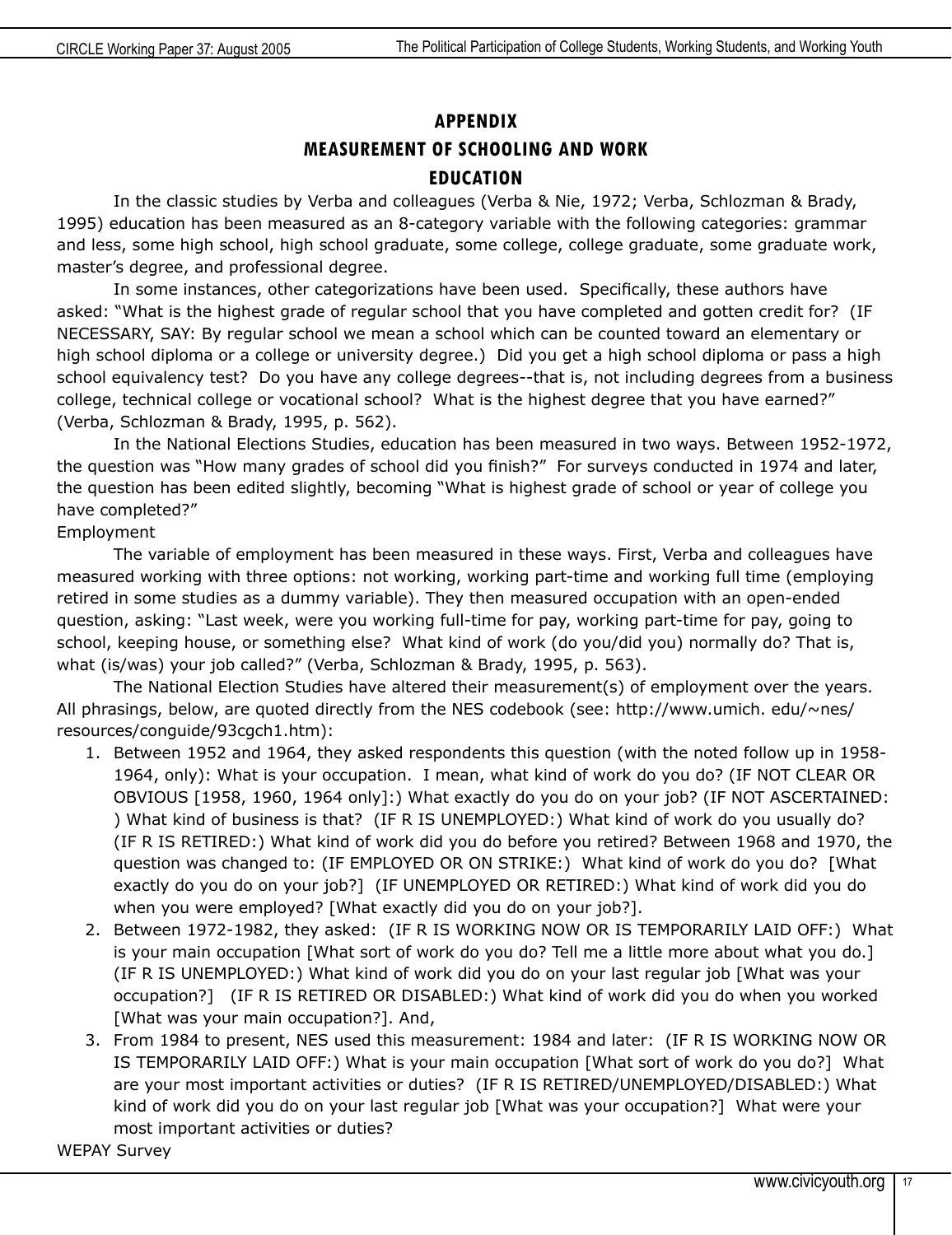## APPENDIX

## MEASUREMENT OF SCHOOLING AND WORK

### EDUCATION

In the classic studies by Verba and colleagues (Verba & Nie, 1972; Verba, Schlozman & Brady, 1995) education has been measured as an 8-category variable with the following categories: grammar and less, some high school, high school graduate, some college, college graduate, some graduate work, master's degree, and professional degree.

In some instances, other categorizations have been used. Specifically, these authors have asked: "What is the highest grade of regular school that you have completed and gotten credit for? (IF NECESSARY, SAY: By regular school we mean a school which can be counted toward an elementary or high school diploma or a college or university degree.) Did you get a high school diploma or pass a high school equivalency test? Do you have any college degrees--that is, not including degrees from a business college, technical college or vocational school? What is the highest degree that you have earned?" (Verba, Schlozman & Brady, 1995, p. 562).

In the National Elections Studies, education has been measured in two ways. Between 1952-1972, the question was "How many grades of school did you finish?" For surveys conducted in 1974 and later, the question has been edited slightly, becoming "What is highest grade of school or year of college you have completed?"

Employment

The variable of employment has been measured in these ways. First, Verba and colleagues have measured working with three options: not working, working part-time and working full time (employing retired in some studies as a dummy variable). They then measured occupation with an open-ended question, asking: "Last week, were you working full-time for pay, working part-time for pay, going to school, keeping house, or something else? What kind of work (do you/did you) normally do? That is, what (is/was) your job called?" (Verba, Schlozman & Brady, 1995, p. 563).

The National Election Studies have altered their measurement(s) of employment over the years. All phrasings, below, are quoted directly from the NES codebook (see: http://www.umich. edu/~nes/ resources/conguide/93cgch1.htm):

1. Between 1952 and 1964, they asked respondents this question (with the noted follow up in 1958-1964, only): What is your occupation. I mean, what kind of work do you do? (IF NOT CLEAR OR OBVIOUS [1958, 1960, 1964 only]:) What exactly do you do on your job? (IF NOT ASCERTAINED: ) What kind of business is that? (IF R IS UNEMPLOYED:) What kind of work do you usually do? (IF R IS RETIRED:) What kind of work did you do before you retired? Between 1968 and 1970, the question was changed to: (IF EMPLOYED OR ON STRIKE:) What kind of work do you do? [What exactly do you do on your job?] (IF UNEMPLOYED OR RETIRED:) What kind of work did you do when you were employed? [What exactly did you do on your job?].
2. Between 1972-1982, they asked: (IF R IS WORKING NOW OR IS TEMPORARILY LAID OFF:) What is your main occupation [What sort of work do you do? Tell me a little more about what you do.] (IF R IS UNEMPLOYED:) What kind of work did you do on your last regular job [What was your occupation?] (IF R IS RETIRED OR DISABLED:) What kind of work did you do when you worked [What was your main occupation?]. And,
3. From 1984 to present, NES used this measurement: 1984 and later: (IF R IS WORKING NOW OR IS TEMPORARILY LAID OFF:) What is your main occupation [What sort of work do you do?] What are your most important activities or duties? (IF R IS RETIRED/UNEMPLOYED/DISABLED:) What kind of work did you do on your last regular job [What was your occupation?] What were your most important activities or duties?

WEPAY Survey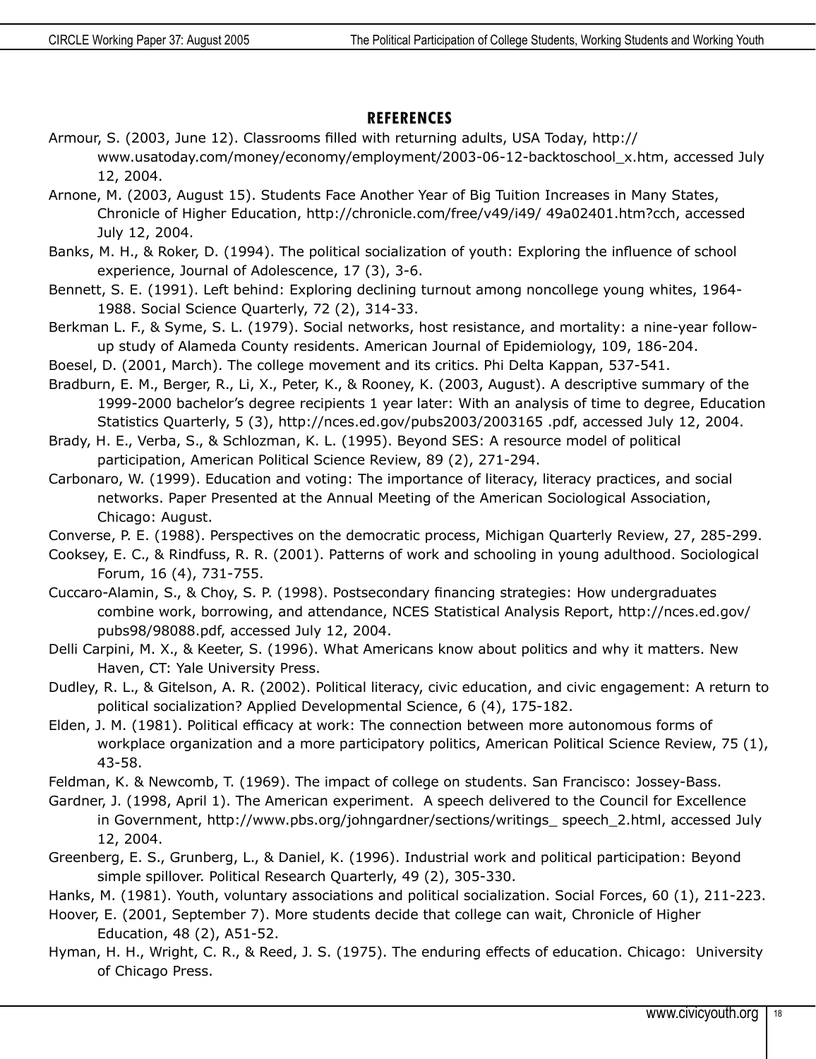## REFERENCES

Armour, S. (2003, June 12). Classrooms filled with returning adults, USA Today, http://www.usatoday.com/money/economy/employment/2003-06-12-backtoschool_x.htm, accessed July 12, 2004.

Arnone, M. (2003, August 15). Students Face Another Year of Big Tuition Increases in Many States, Chronicle of Higher Education, http://chronicle.com/free/v49/i49/ 49a02401.htm?cch, accessed July 12, 2004.

Banks, M. H., & Roker, D. (1994). The political socialization of youth: Exploring the influence of school experience, Journal of Adolescence, 17 (3), 3-6.

Bennett, S. E. (1991). Left behind: Exploring declining turnout among noncollege young whites, 1964-1988. Social Science Quarterly, 72 (2), 314-33.

Berkman L. F., & Syme, S. L. (1979). Social networks, host resistance, and mortality: a nine-year follow-up study of Alameda County residents. American Journal of Epidemiology, 109, 186-204.

Boesel, D. (2001, March). The college movement and its critics. Phi Delta Kappan, 537-541.

Bradburn, E. M., Berger, R., Li, X., Peter, K., & Rooney, K. (2003, August). A descriptive summary of the 1999-2000 bachelor's degree recipients 1 year later: With an analysis of time to degree, Education Statistics Quarterly, 5 (3), http://nces.ed.gov/pubs2003/2003165 .pdf, accessed July 12, 2004.

Brady, H. E., Verba, S., & Schlozman, K. L. (1995). Beyond SES: A resource model of political participation, American Political Science Review, 89 (2), 271-294.

Carbonaro, W. (1999). Education and voting: The importance of literacy, literacy practices, and social networks. Paper Presented at the Annual Meeting of the American Sociological Association, Chicago: August.

Converse, P. E. (1988). Perspectives on the democratic process, Michigan Quarterly Review, 27, 285-299.

Cooksey, E. C., & Rindfuss, R. R. (2001). Patterns of work and schooling in young adulthood. Sociological Forum, 16 (4), 731-755.

Cuccaro-Alamin, S., & Choy, S. P. (1998). Postsecondary financing strategies: How undergraduates combine work, borrowing, and attendance, NCES Statistical Analysis Report, http://nces.ed.gov/pubs98/98088.pdf, accessed July 12, 2004.

Delli Carpini, M. X., & Keeter, S. (1996). What Americans know about politics and why it matters. New Haven, CT: Yale University Press.

Dudley, R. L., & Gitelson, A. R. (2002). Political literacy, civic education, and civic engagement: A return to political socialization? Applied Developmental Science, 6 (4), 175-182.

Elden, J. M. (1981). Political efficacy at work: The connection between more autonomous forms of workplace organization and a more participatory politics, American Political Science Review, 75 (1), 43-58.

Feldman, K. & Newcomb, T. (1969). The impact of college on students. San Francisco: Jossey-Bass.

Gardner, J. (1998, April 1). The American experiment. A speech delivered to the Council for Excellence in Government, http://www.pbs.org/johngardner/sections/writings_ speech_2.html, accessed July 12, 2004.

Greenberg, E. S., Grunberg, L., & Daniel, K. (1996). Industrial work and political participation: Beyond simple spillover. Political Research Quarterly, 49 (2), 305-330.

Hanks, M. (1981). Youth, voluntary associations and political socialization. Social Forces, 60 (1), 211-223.

Hoover, E. (2001, September 7). More students decide that college can wait, Chronicle of Higher Education, 48 (2), A51-52.

Hyman, H. H., Wright, C. R., & Reed, J. S. (1975). The enduring effects of education. Chicago: University of Chicago Press.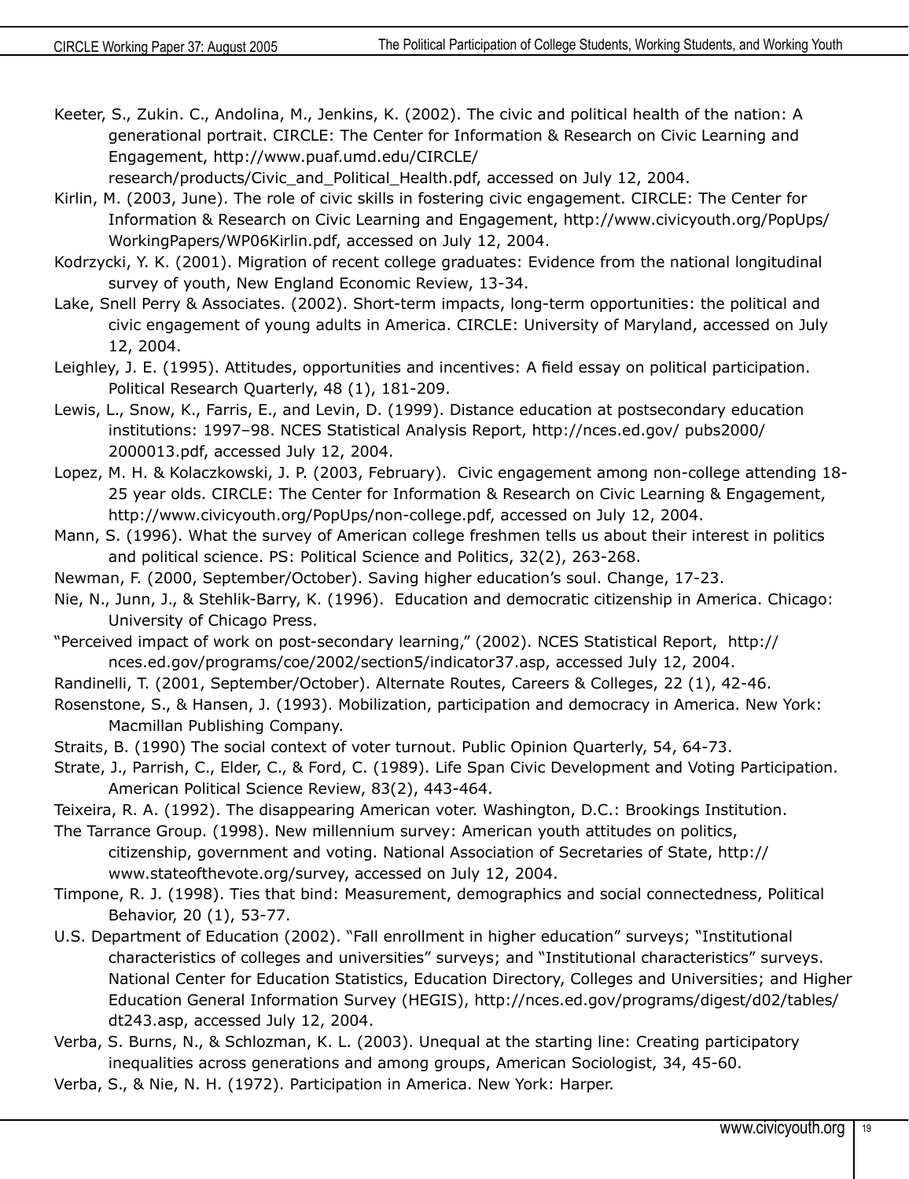Keeter, S., Zukin. C., Andolina, M., Jenkins, K. (2002). The civic and political health of the nation: A generational portrait. CIRCLE: The Center for Information & Research on Civic Learning and Engagement, http://www.puaf.umd.edu/CIRCLE/research/products/Civic_and_Political_Health.pdf, accessed on July 12, 2004.

Kirlin, M. (2003, June). The role of civic skills in fostering civic engagement. CIRCLE: The Center for Information & Research on Civic Learning and Engagement, http://www.civicyouth.org/PopUps/WorkingPapers/WP06Kirlin.pdf, accessed on July 12, 2004.

Kodrzycki, Y. K. (2001). Migration of recent college graduates: Evidence from the national longitudinal survey of youth, New England Economic Review, 13-34.

Lake, Snell Perry & Associates. (2002). Short-term impacts, long-term opportunities: the political and civic engagement of young adults in America. CIRCLE: University of Maryland, accessed on July 12, 2004.

Leighley, J. E. (1995). Attitudes, opportunities and incentives: A field essay on political participation. Political Research Quarterly, 48 (1), 181-209.

Lewis, L., Snow, K., Farris, E., and Levin, D. (1999). Distance education at postsecondary education institutions: 1997–98. NCES Statistical Analysis Report, http://nces.ed.gov/ pubs2000/2000013.pdf, accessed July 12, 2004.

Lopez, M. H. & Kolaczkowski, J. P. (2003, February). Civic engagement among non-college attending 18-25 year olds. CIRCLE: The Center for Information & Research on Civic Learning & Engagement, http://www.civicyouth.org/PopUps/non-college.pdf, accessed on July 12, 2004.

Mann, S. (1996). What the survey of American college freshmen tells us about their interest in politics and political science. PS: Political Science and Politics, 32(2), 263-268.

Newman, F. (2000, September/October). Saving higher education's soul. Change, 17-23.

Nie, N., Junn, J., & Stehlik-Barry, K. (1996). Education and democratic citizenship in America. Chicago: University of Chicago Press.

"Perceived impact of work on post-secondary learning," (2002). NCES Statistical Report, http://nces.ed.gov/programs/coe/2002/section5/indicator37.asp, accessed July 12, 2004.

Randinelli, T. (2001, September/October). Alternate Routes, Careers & Colleges, 22 (1), 42-46.

Rosenstone, S., & Hansen, J. (1993). Mobilization, participation and democracy in America. New York: Macmillan Publishing Company.

Straits, B. (1990) The social context of voter turnout. Public Opinion Quarterly, 54, 64-73.

Strate, J., Parrish, C., Elder, C., & Ford, C. (1989). Life Span Civic Development and Voting Participation. American Political Science Review, 83(2), 443-464.

Teixeira, R. A. (1992). The disappearing American voter. Washington, D.C.: Brookings Institution.

The Tarrance Group. (1998). New millennium survey: American youth attitudes on politics, citizenship, government and voting. National Association of Secretaries of State, http://www.stateofthevote.org/survey, accessed on July 12, 2004.

Timpone, R. J. (1998). Ties that bind: Measurement, demographics and social connectedness, Political Behavior, 20 (1), 53-77.

U.S. Department of Education (2002). "Fall enrollment in higher education" surveys; "Institutional characteristics of colleges and universities" surveys; and "Institutional characteristics" surveys. National Center for Education Statistics, Education Directory, Colleges and Universities; and Higher Education General Information Survey (HEGIS), http://nces.ed.gov/programs/digest/d02/tables/dt243.asp, accessed July 12, 2004.

Verba, S. Burns, N., & Schlozman, K. L. (2003). Unequal at the starting line: Creating participatory inequalities across generations and among groups, American Sociologist, 34, 45-60.

Verba, S., & Nie, N. H. (1972). Participation in America. New York: Harper.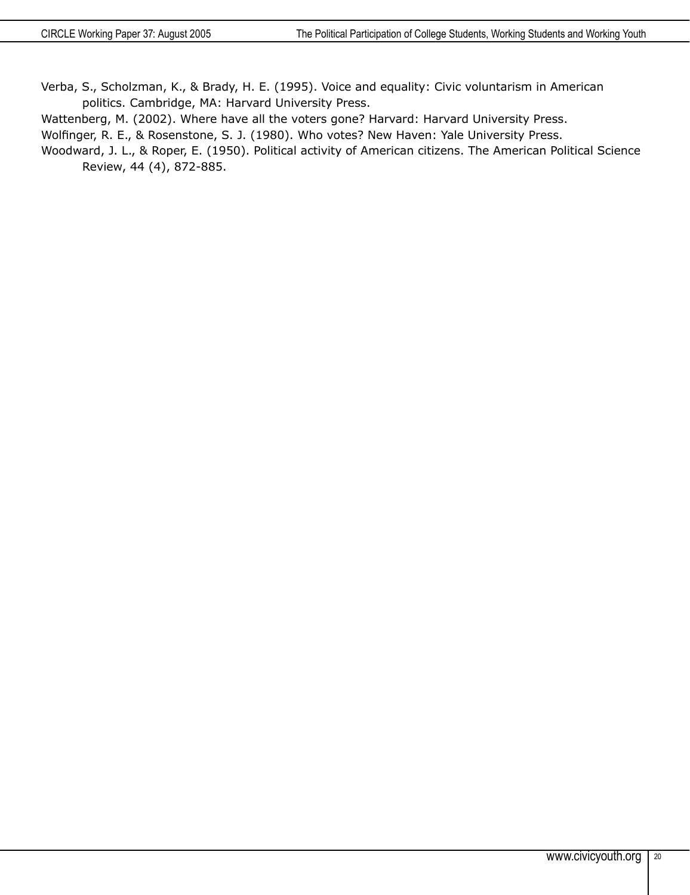Verba, S., Scholzman, K., & Brady, H. E. (1995). Voice and equality: Civic voluntarism in American politics. Cambridge, MA: Harvard University Press.

Wattenberg, M. (2002). Where have all the voters gone? Harvard: Harvard University Press.

Wolfinger, R. E., & Rosenstone, S. J. (1980). Who votes? New Haven: Yale University Press.

Woodward, J. L., & Roper, E. (1950). Political activity of American citizens. The American Political Science Review, 44 (4), 872-885.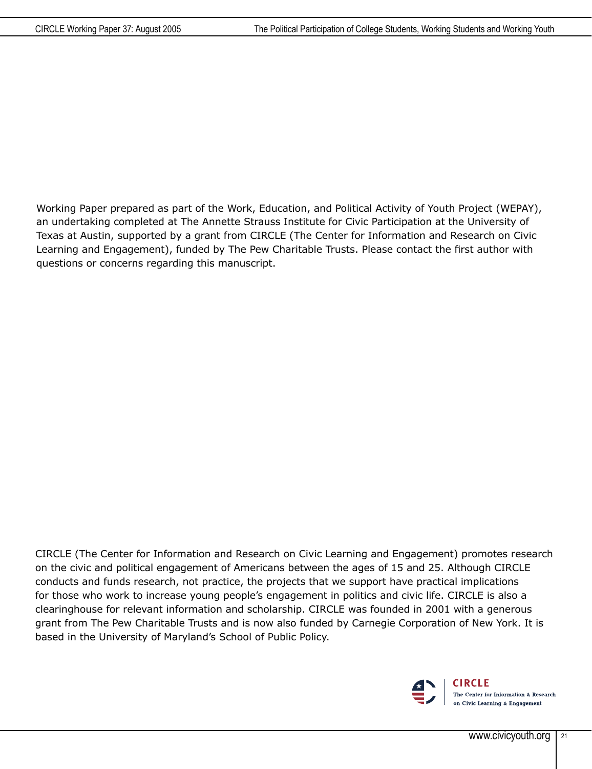Working Paper prepared as part of the Work, Education, and Political Activity of Youth Project (WEPAY), an undertaking completed at The Annette Strauss Institute for Civic Participation at the University of Texas at Austin, supported by a grant from CIRCLE (The Center for Information and Research on Civic Learning and Engagement), funded by The Pew Charitable Trusts. Please contact the first author with questions or concerns regarding this manuscript.

CIRCLE (The Center for Information and Research on Civic Learning and Engagement) promotes research on the civic and political engagement of Americans between the ages of 15 and 25. Although CIRCLE conducts and funds research, not practice, the projects that we support have practical implications for those who work to increase young people's engagement in politics and civic life. CIRCLE is also a clearinghouse for relevant information and scholarship. CIRCLE was founded in 2001 with a generous grant from The Pew Charitable Trusts and is now also funded by Carnegie Corporation of New York. It is based in the University of Maryland's School of Public Policy.

CIRCLE
The Center for Information & Research on Civic Learning & Engagement